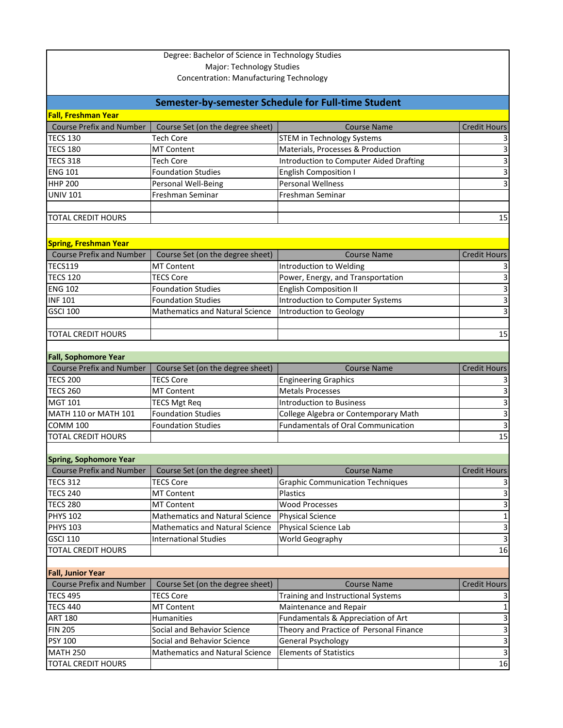Degree: Bachelor of Science in Technology Studies
Major: Technology Studies
Concentration: Manufacturing Technology

## Semester-by-semester Schedule for Full-time Student

### Fall, Freshman Year

| Course Prefix and Number | Course Set (on the degree sheet) | Course Name | Credit Hours |
|---|---|---|---|
| TECS 130 | Tech Core | STEM in Technology Systems | 3 |
| TECS 180 | MT Content | Materials, Processes & Production | 3 |
| TECS 318 | Tech Core | Introduction to Computer Aided Drafting | 3 |
| ENG 101 | Foundation Studies | English Composition I | 3 |
| HHP 200 | Personal Well-Being | Personal Wellness | 3 |
| UNIV 101 | Freshman Seminar | Freshman Seminar | |
| | | | |
| TOTAL CREDIT HOURS | | | 15 |

### Spring, Freshman Year

| Course Prefix and Number | Course Set (on the degree sheet) | Course Name | Credit Hours |
|---|---|---|---|
| TECS119 | MT Content | Introduction to Welding | 3 |
| TECS 120 | TECS Core | Power, Energy, and Transportation | 3 |
| ENG 102 | Foundation Studies | English Composition II | 3 |
| INF 101 | Foundation Studies | Introduction to Computer Systems | 3 |
| GSCI 100 | Mathematics and Natural Science | Introduction to Geology | 3 |
| | | | |
| TOTAL CREDIT HOURS | | | 15 |

### Fall, Sophomore Year

| Course Prefix and Number | Course Set (on the degree sheet) | Course Name | Credit Hours |
|---|---|---|---|
| TECS 200 | TECS Core | Engineering Graphics | 3 |
| TECS 260 | MT Content | Metals Processes | 3 |
| MGT 101 | TECS Mgt Req | Introduction to Business | 3 |
| MATH 110 or MATH 101 | Foundation Studies | College Algebra or Contemporary Math | 3 |
| COMM 100 | Foundation Studies | Fundamentals of Oral Communication | 3 |
| TOTAL CREDIT HOURS | | | 15 |

### Spring, Sophomore Year

| Course Prefix and Number | Course Set (on the degree sheet) | Course Name | Credit Hours |
|---|---|---|---|
| TECS 312 | TECS Core | Graphic Communication Techniques | 3 |
| TECS 240 | MT Content | Plastics | 3 |
| TECS 280 | MT Content | Wood Processes | 3 |
| PHYS 102 | Mathematics and Natural Science | Physical Science | 1 |
| PHYS 103 | Mathematics and Natural Science | Physical Science Lab | 3 |
| GSCI 110 | International Studies | World Geography | 3 |
| TOTAL CREDIT HOURS | | | 16 |

### Fall, Junior Year

| Course Prefix and Number | Course Set (on the degree sheet) | Course Name | Credit Hours |
|---|---|---|---|
| TECS 495 | TECS Core | Training and Instructional Systems | 3 |
| TECS 440 | MT Content | Maintenance and Repair | 1 |
| ART 180 | Humanities | Fundamentals & Appreciation of Art | 3 |
| FIN 205 | Social and Behavior Science | Theory and Practice of Personal Finance | 3 |
| PSY 100 | Social and Behavior Science | General Psychology | 3 |
| MATH 250 | Mathematics and Natural Science | Elements of Statistics | 3 |
| TOTAL CREDIT HOURS | | | 16 |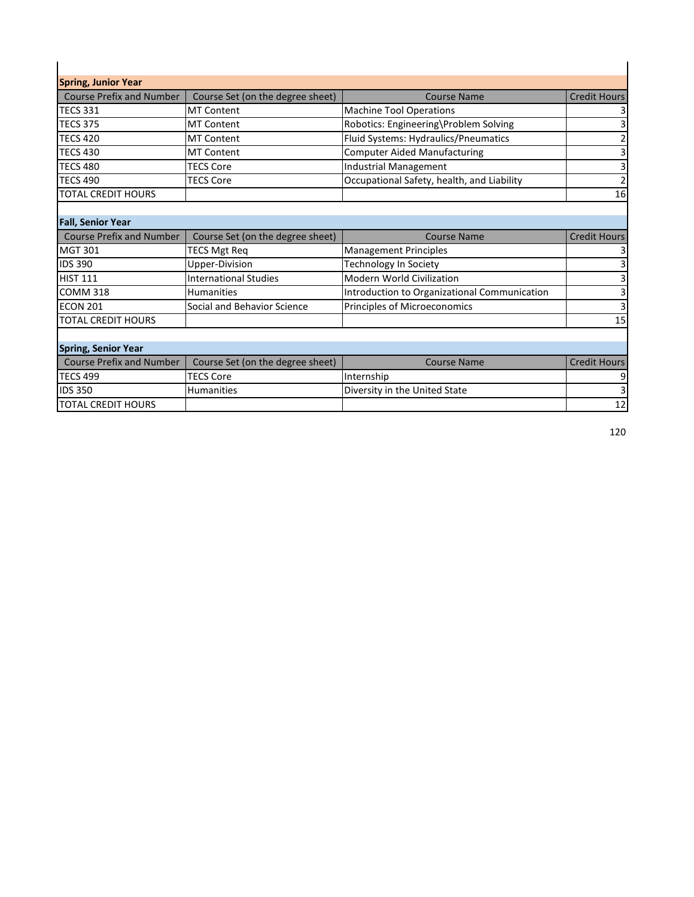### Spring, Junior Year

| Course Prefix and Number | Course Set (on the degree sheet) | Course Name | Credit Hours |
|---|---|---|---|
| TECS 331 | MT Content | Machine Tool Operations | 3 |
| TECS 375 | MT Content | Robotics: Engineering\Problem Solving | 3 |
| TECS 420 | MT Content | Fluid Systems: Hydraulics/Pneumatics | 2 |
| TECS 430 | MT Content | Computer Aided Manufacturing | 3 |
| TECS 480 | TECS Core | Industrial Management | 3 |
| TECS 490 | TECS Core | Occupational Safety, health, and Liability | 2 |
| TOTAL CREDIT HOURS | | | 16 |

### Fall, Senior Year

| Course Prefix and Number | Course Set (on the degree sheet) | Course Name | Credit Hours |
|---|---|---|---|
| MGT 301 | TECS Mgt Req | Management Principles | 3 |
| IDS 390 | Upper-Division | Technology In Society | 3 |
| HIST 111 | International Studies | Modern World Civilization | 3 |
| COMM 318 | Humanities | Introduction to Organizational Communication | 3 |
| ECON 201 | Social and Behavior Science | Principles of Microeconomics | 3 |
| TOTAL CREDIT HOURS | | | 15 |

### Spring, Senior Year

| Course Prefix and Number | Course Set (on the degree sheet) | Course Name | Credit Hours |
|---|---|---|---|
| TECS 499 | TECS Core | Internship | 9 |
| IDS 350 | Humanities | Diversity in the United State | 3 |
| TOTAL CREDIT HOURS | | | 12 |

120